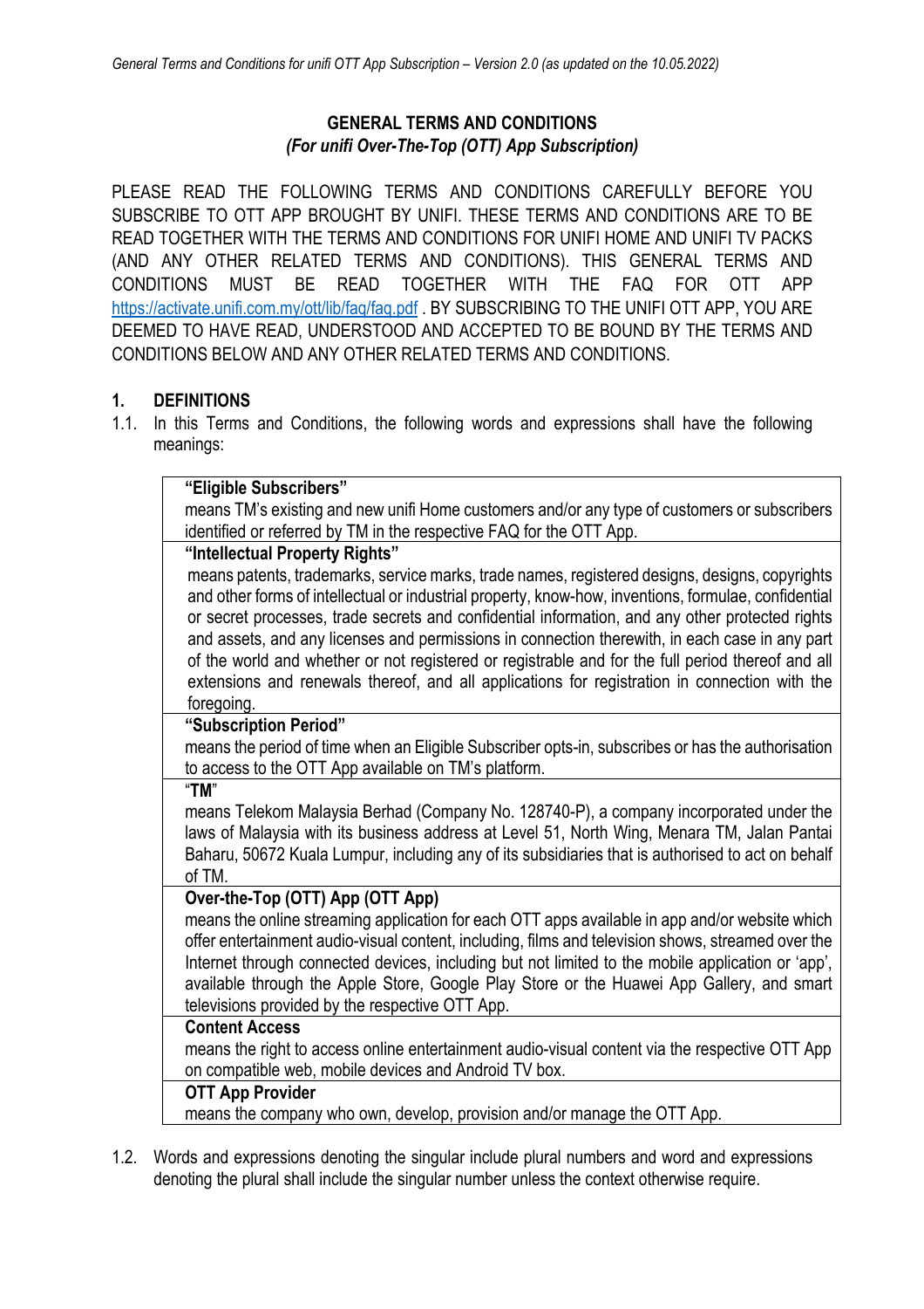# GENERAL TERMS AND CONDITIONS
## *(For unifi Over-The-Top (OTT) App Subscription)*

PLEASE READ THE FOLLOWING TERMS AND CONDITIONS CAREFULLY BEFORE YOU SUBSCRIBE TO OTT APP BROUGHT BY UNIFI. THESE TERMS AND CONDITIONS ARE TO BE READ TOGETHER WITH THE TERMS AND CONDITIONS FOR UNIFI HOME AND UNIFI TV PACKS (AND ANY OTHER RELATED TERMS AND CONDITIONS). THIS GENERAL TERMS AND CONDITIONS MUST BE READ TOGETHER WITH THE FAQ FOR OTT APP https://activate.unifi.com.my/ott/lib/faq/faq.pdf . BY SUBSCRIBING TO THE UNIFI OTT APP, YOU ARE DEEMED TO HAVE READ, UNDERSTOOD AND ACCEPTED TO BE BOUND BY THE TERMS AND CONDITIONS BELOW AND ANY OTHER RELATED TERMS AND CONDITIONS.

### 1. DEFINITIONS

1.1. In this Terms and Conditions, the following words and expressions shall have the following meanings:

| |
|---|
| **"Eligible Subscribers"**<br>means TM's existing and new unifi Home customers and/or any type of customers or subscribers identified or referred by TM in the respective FAQ for the OTT App. |
| **"Intellectual Property Rights"**<br>means patents, trademarks, service marks, trade names, registered designs, designs, copyrights and other forms of intellectual or industrial property, know-how, inventions, formulae, confidential or secret processes, trade secrets and confidential information, and any other protected rights and assets, and any licenses and permissions in connection therewith, in each case in any part of the world and whether or not registered or registrable and for the full period thereof and all extensions and renewals thereof, and all applications for registration in connection with the foregoing. |
| **"Subscription Period"**<br>means the period of time when an Eligible Subscriber opts-in, subscribes or has the authorisation to access to the OTT App available on TM's platform. |
| **"TM"**<br>means Telekom Malaysia Berhad (Company No. 128740-P), a company incorporated under the laws of Malaysia with its business address at Level 51, North Wing, Menara TM, Jalan Pantai Baharu, 50672 Kuala Lumpur, including any of its subsidiaries that is authorised to act on behalf of TM. |
| **Over-the-Top (OTT) App (OTT App)**<br>means the online streaming application for each OTT apps available in app and/or website which offer entertainment audio-visual content, including, films and television shows, streamed over the Internet through connected devices, including but not limited to the mobile application or 'app', available through the Apple Store, Google Play Store or the Huawei App Gallery, and smart televisions provided by the respective OTT App. |
| **Content Access**<br>means the right to access online entertainment audio-visual content via the respective OTT App on compatible web, mobile devices and Android TV box. |
| **OTT App Provider**<br>means the company who own, develop, provision and/or manage the OTT App. |

1.2. Words and expressions denoting the singular include plural numbers and word and expressions denoting the plural shall include the singular number unless the context otherwise require.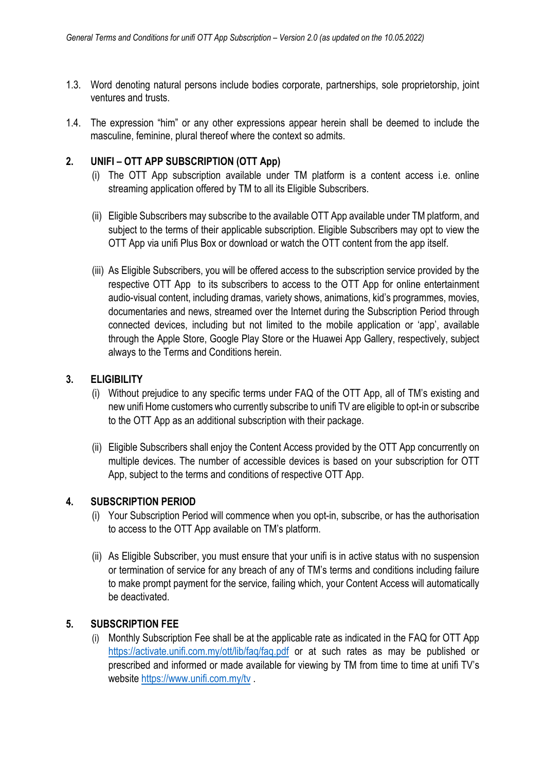1.3. Word denoting natural persons include bodies corporate, partnerships, sole proprietorship, joint ventures and trusts.

1.4. The expression "him" or any other expressions appear herein shall be deemed to include the masculine, feminine, plural thereof where the context so admits.

## 2. UNIFI – OTT APP SUBSCRIPTION (OTT App)

(i) The OTT App subscription available under TM platform is a content access i.e. online streaming application offered by TM to all its Eligible Subscribers.

(ii) Eligible Subscribers may subscribe to the available OTT App available under TM platform, and subject to the terms of their applicable subscription. Eligible Subscribers may opt to view the OTT App via unifi Plus Box or download or watch the OTT content from the app itself.

(iii) As Eligible Subscribers, you will be offered access to the subscription service provided by the respective OTT App to its subscribers to access to the OTT App for online entertainment audio-visual content, including dramas, variety shows, animations, kid's programmes, movies, documentaries and news, streamed over the Internet during the Subscription Period through connected devices, including but not limited to the mobile application or 'app', available through the Apple Store, Google Play Store or the Huawei App Gallery, respectively, subject always to the Terms and Conditions herein.

## 3. ELIGIBILITY

(i) Without prejudice to any specific terms under FAQ of the OTT App, all of TM's existing and new unifi Home customers who currently subscribe to unifi TV are eligible to opt-in or subscribe to the OTT App as an additional subscription with their package.

(ii) Eligible Subscribers shall enjoy the Content Access provided by the OTT App concurrently on multiple devices. The number of accessible devices is based on your subscription for OTT App, subject to the terms and conditions of respective OTT App.

## 4. SUBSCRIPTION PERIOD

(i) Your Subscription Period will commence when you opt-in, subscribe, or has the authorisation to access to the OTT App available on TM's platform.

(ii) As Eligible Subscriber, you must ensure that your unifi is in active status with no suspension or termination of service for any breach of any of TM's terms and conditions including failure to make prompt payment for the service, failing which, your Content Access will automatically be deactivated.

## 5. SUBSCRIPTION FEE

(i) Monthly Subscription Fee shall be at the applicable rate as indicated in the FAQ for OTT App https://activate.unifi.com.my/ott/lib/faq/faq.pdf or at such rates as may be published or prescribed and informed or made available for viewing by TM from time to time at unifi TV's website https://www.unifi.com.my/tv .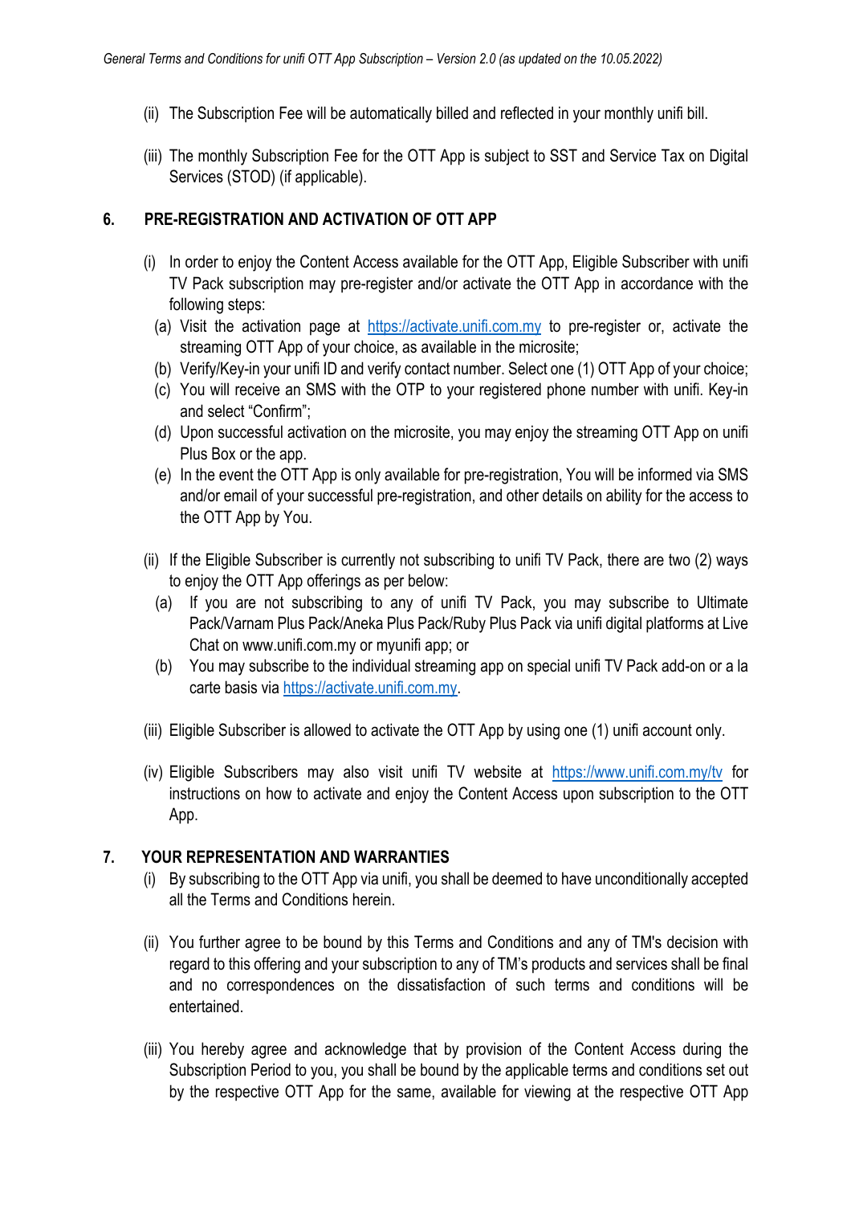(ii) The Subscription Fee will be automatically billed and reflected in your monthly unifi bill.

(iii) The monthly Subscription Fee for the OTT App is subject to SST and Service Tax on Digital Services (STOD) (if applicable).

## 6. PRE-REGISTRATION AND ACTIVATION OF OTT APP

(i) In order to enjoy the Content Access available for the OTT App, Eligible Subscriber with unifi TV Pack subscription may pre-register and/or activate the OTT App in accordance with the following steps:

   (a) Visit the activation page at [https://activate.unifi.com.my](https://activate.unifi.com.my) to pre-register or, activate the streaming OTT App of your choice, as available in the microsite;
   
   (b) Verify/Key-in your unifi ID and verify contact number. Select one (1) OTT App of your choice;
   
   (c) You will receive an SMS with the OTP to your registered phone number with unifi. Key-in and select "Confirm";
   
   (d) Upon successful activation on the microsite, you may enjoy the streaming OTT App on unifi Plus Box or the app.
   
   (e) In the event the OTT App is only available for pre-registration, You will be informed via SMS and/or email of your successful pre-registration, and other details on ability for the access to the OTT App by You.

(ii) If the Eligible Subscriber is currently not subscribing to unifi TV Pack, there are two (2) ways to enjoy the OTT App offerings as per below:

   (a) If you are not subscribing to any of unifi TV Pack, you may subscribe to Ultimate Pack/Varnam Plus Pack/Aneka Plus Pack/Ruby Plus Pack via unifi digital platforms at Live Chat on www.unifi.com.my or myunifi app; or
   
   (b) You may subscribe to the individual streaming app on special unifi TV Pack add-on or a la carte basis via [https://activate.unifi.com.my](https://activate.unifi.com.my).

(iii) Eligible Subscriber is allowed to activate the OTT App by using one (1) unifi account only.

(iv) Eligible Subscribers may also visit unifi TV website at [https://www.unifi.com.my/tv](https://www.unifi.com.my/tv) for instructions on how to activate and enjoy the Content Access upon subscription to the OTT App.

## 7. YOUR REPRESENTATION AND WARRANTIES

(i) By subscribing to the OTT App via unifi, you shall be deemed to have unconditionally accepted all the Terms and Conditions herein.

(ii) You further agree to be bound by this Terms and Conditions and any of TM's decision with regard to this offering and your subscription to any of TM's products and services shall be final and no correspondences on the dissatisfaction of such terms and conditions will be entertained.

(iii) You hereby agree and acknowledge that by provision of the Content Access during the Subscription Period to you, you shall be bound by the applicable terms and conditions set out by the respective OTT App for the same, available for viewing at the respective OTT App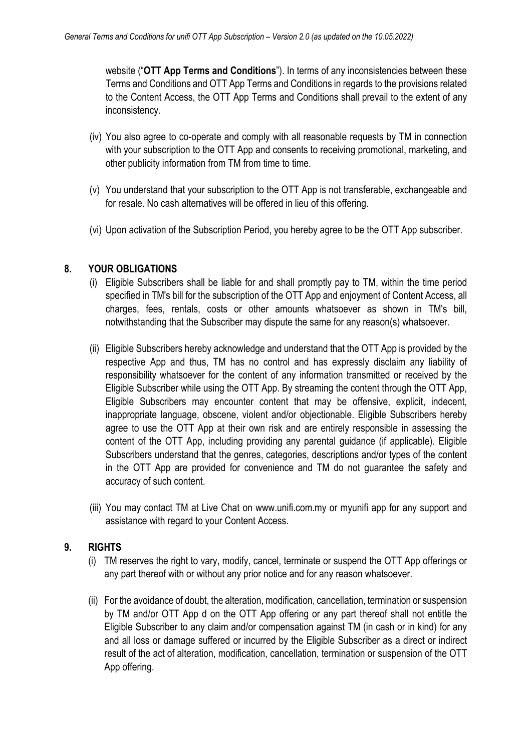website ("**OTT App Terms and Conditions**"). In terms of any inconsistencies between these Terms and Conditions and OTT App Terms and Conditions in regards to the provisions related to the Content Access, the OTT App Terms and Conditions shall prevail to the extent of any inconsistency.

(iv) You also agree to co-operate and comply with all reasonable requests by TM in connection with your subscription to the OTT App and consents to receiving promotional, marketing, and other publicity information from TM from time to time.

(v) You understand that your subscription to the OTT App is not transferable, exchangeable and for resale. No cash alternatives will be offered in lieu of this offering.

(vi) Upon activation of the Subscription Period, you hereby agree to be the OTT App subscriber.

## 8. YOUR OBLIGATIONS

(i) Eligible Subscribers shall be liable for and shall promptly pay to TM, within the time period specified in TM's bill for the subscription of the OTT App and enjoyment of Content Access, all charges, fees, rentals, costs or other amounts whatsoever as shown in TM's bill, notwithstanding that the Subscriber may dispute the same for any reason(s) whatsoever.

(ii) Eligible Subscribers hereby acknowledge and understand that the OTT App is provided by the respective App and thus, TM has no control and has expressly disclaim any liability of responsibility whatsoever for the content of any information transmitted or received by the Eligible Subscriber while using the OTT App. By streaming the content through the OTT App, Eligible Subscribers may encounter content that may be offensive, explicit, indecent, inappropriate language, obscene, violent and/or objectionable. Eligible Subscribers hereby agree to use the OTT App at their own risk and are entirely responsible in assessing the content of the OTT App, including providing any parental guidance (if applicable). Eligible Subscribers understand that the genres, categories, descriptions and/or types of the content in the OTT App are provided for convenience and TM do not guarantee the safety and accuracy of such content.

(iii) You may contact TM at Live Chat on www.unifi.com.my or myunifi app for any support and assistance with regard to your Content Access.

## 9. RIGHTS

(i) TM reserves the right to vary, modify, cancel, terminate or suspend the OTT App offerings or any part thereof with or without any prior notice and for any reason whatsoever.

(ii) For the avoidance of doubt, the alteration, modification, cancellation, termination or suspension by TM and/or OTT App d on the OTT App offering or any part thereof shall not entitle the Eligible Subscriber to any claim and/or compensation against TM (in cash or in kind) for any and all loss or damage suffered or incurred by the Eligible Subscriber as a direct or indirect result of the act of alteration, modification, cancellation, termination or suspension of the OTT App offering.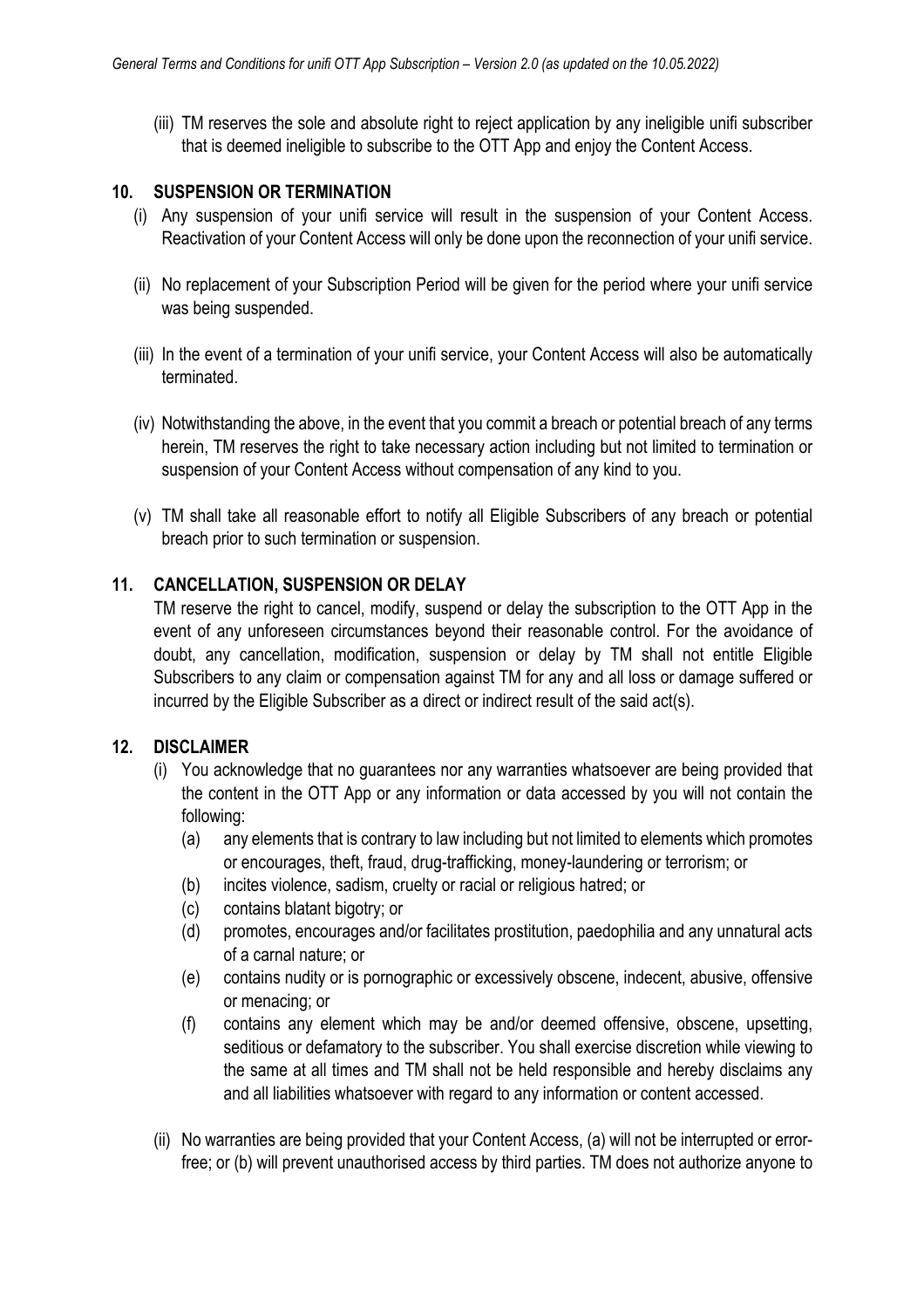(iii) TM reserves the sole and absolute right to reject application by any ineligible unifi subscriber that is deemed ineligible to subscribe to the OTT App and enjoy the Content Access.

## 10. SUSPENSION OR TERMINATION

(i) Any suspension of your unifi service will result in the suspension of your Content Access. Reactivation of your Content Access will only be done upon the reconnection of your unifi service.

(ii) No replacement of your Subscription Period will be given for the period where your unifi service was being suspended.

(iii) In the event of a termination of your unifi service, your Content Access will also be automatically terminated.

(iv) Notwithstanding the above, in the event that you commit a breach or potential breach of any terms herein, TM reserves the right to take necessary action including but not limited to termination or suspension of your Content Access without compensation of any kind to you.

(v) TM shall take all reasonable effort to notify all Eligible Subscribers of any breach or potential breach prior to such termination or suspension.

## 11. CANCELLATION, SUSPENSION OR DELAY

TM reserve the right to cancel, modify, suspend or delay the subscription to the OTT App in the event of any unforeseen circumstances beyond their reasonable control. For the avoidance of doubt, any cancellation, modification, suspension or delay by TM shall not entitle Eligible Subscribers to any claim or compensation against TM for any and all loss or damage suffered or incurred by the Eligible Subscriber as a direct or indirect result of the said act(s).

## 12. DISCLAIMER

(i) You acknowledge that no guarantees nor any warranties whatsoever are being provided that the content in the OTT App or any information or data accessed by you will not contain the following:

  (a) any elements that is contrary to law including but not limited to elements which promotes or encourages, theft, fraud, drug-trafficking, money-laundering or terrorism; or
  
  (b) incites violence, sadism, cruelty or racial or religious hatred; or
  
  (c) contains blatant bigotry; or
  
  (d) promotes, encourages and/or facilitates prostitution, paedophilia and any unnatural acts of a carnal nature; or
  
  (e) contains nudity or is pornographic or excessively obscene, indecent, abusive, offensive or menacing; or
  
  (f) contains any element which may be and/or deemed offensive, obscene, upsetting, seditious or defamatory to the subscriber. You shall exercise discretion while viewing to the same at all times and TM shall not be held responsible and hereby disclaims any and all liabilities whatsoever with regard to any information or content accessed.

(ii) No warranties are being provided that your Content Access, (a) will not be interrupted or error-free; or (b) will prevent unauthorised access by third parties. TM does not authorize anyone to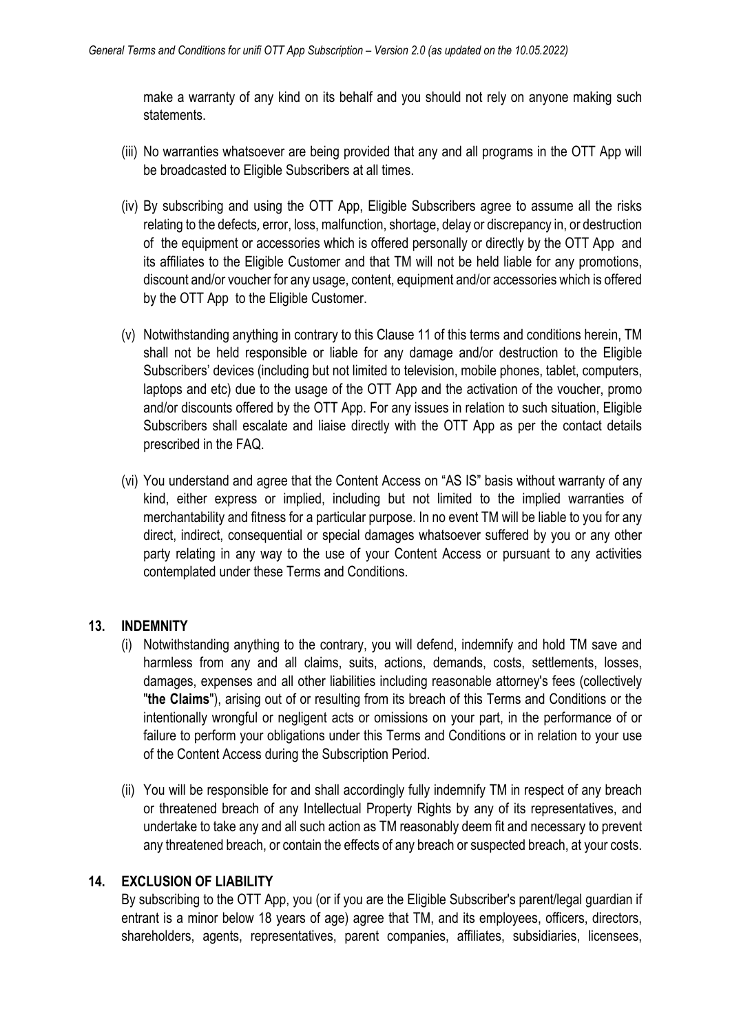make a warranty of any kind on its behalf and you should not rely on anyone making such statements.

(iii) No warranties whatsoever are being provided that any and all programs in the OTT App will be broadcasted to Eligible Subscribers at all times.

(iv) By subscribing and using the OTT App, Eligible Subscribers agree to assume all the risks relating to the defects, error, loss, malfunction, shortage, delay or discrepancy in, or destruction of the equipment or accessories which is offered personally or directly by the OTT App and its affiliates to the Eligible Customer and that TM will not be held liable for any promotions, discount and/or voucher for any usage, content, equipment and/or accessories which is offered by the OTT App to the Eligible Customer.

(v) Notwithstanding anything in contrary to this Clause 11 of this terms and conditions herein, TM shall not be held responsible or liable for any damage and/or destruction to the Eligible Subscribers' devices (including but not limited to television, mobile phones, tablet, computers, laptops and etc) due to the usage of the OTT App and the activation of the voucher, promo and/or discounts offered by the OTT App. For any issues in relation to such situation, Eligible Subscribers shall escalate and liaise directly with the OTT App as per the contact details prescribed in the FAQ.

(vi) You understand and agree that the Content Access on "AS IS" basis without warranty of any kind, either express or implied, including but not limited to the implied warranties of merchantability and fitness for a particular purpose. In no event TM will be liable to you for any direct, indirect, consequential or special damages whatsoever suffered by you or any other party relating in any way to the use of your Content Access or pursuant to any activities contemplated under these Terms and Conditions.

## 13. INDEMNITY

(i) Notwithstanding anything to the contrary, you will defend, indemnify and hold TM save and harmless from any and all claims, suits, actions, demands, costs, settlements, losses, damages, expenses and all other liabilities including reasonable attorney's fees (collectively "**the Claims**"), arising out of or resulting from its breach of this Terms and Conditions or the intentionally wrongful or negligent acts or omissions on your part, in the performance of or failure to perform your obligations under this Terms and Conditions or in relation to your use of the Content Access during the Subscription Period.

(ii) You will be responsible for and shall accordingly fully indemnify TM in respect of any breach or threatened breach of any Intellectual Property Rights by any of its representatives, and undertake to take any and all such action as TM reasonably deem fit and necessary to prevent any threatened breach, or contain the effects of any breach or suspected breach, at your costs.

## 14. EXCLUSION OF LIABILITY

By subscribing to the OTT App, you (or if you are the Eligible Subscriber's parent/legal guardian if entrant is a minor below 18 years of age) agree that TM, and its employees, officers, directors, shareholders, agents, representatives, parent companies, affiliates, subsidiaries, licensees,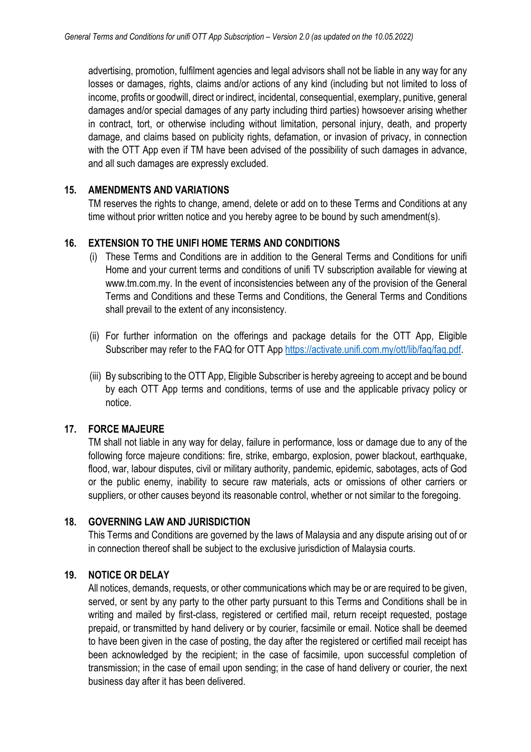advertising, promotion, fulfilment agencies and legal advisors shall not be liable in any way for any losses or damages, rights, claims and/or actions of any kind (including but not limited to loss of income, profits or goodwill, direct or indirect, incidental, consequential, exemplary, punitive, general damages and/or special damages of any party including third parties) howsoever arising whether in contract, tort, or otherwise including without limitation, personal injury, death, and property damage, and claims based on publicity rights, defamation, or invasion of privacy, in connection with the OTT App even if TM have been advised of the possibility of such damages in advance, and all such damages are expressly excluded.

## 15. AMENDMENTS AND VARIATIONS

TM reserves the rights to change, amend, delete or add on to these Terms and Conditions at any time without prior written notice and you hereby agree to be bound by such amendment(s).

## 16. EXTENSION TO THE UNIFI HOME TERMS AND CONDITIONS

(i) These Terms and Conditions are in addition to the General Terms and Conditions for unifi Home and your current terms and conditions of unifi TV subscription available for viewing at www.tm.com.my. In the event of inconsistencies between any of the provision of the General Terms and Conditions and these Terms and Conditions, the General Terms and Conditions shall prevail to the extent of any inconsistency.

(ii) For further information on the offerings and package details for the OTT App, Eligible Subscriber may refer to the FAQ for OTT App https://activate.unifi.com.my/ott/lib/faq/faq.pdf.

(iii) By subscribing to the OTT App, Eligible Subscriber is hereby agreeing to accept and be bound by each OTT App terms and conditions, terms of use and the applicable privacy policy or notice.

## 17. FORCE MAJEURE

TM shall not liable in any way for delay, failure in performance, loss or damage due to any of the following force majeure conditions: fire, strike, embargo, explosion, power blackout, earthquake, flood, war, labour disputes, civil or military authority, pandemic, epidemic, sabotages, acts of God or the public enemy, inability to secure raw materials, acts or omissions of other carriers or suppliers, or other causes beyond its reasonable control, whether or not similar to the foregoing.

## 18. GOVERNING LAW AND JURISDICTION

This Terms and Conditions are governed by the laws of Malaysia and any dispute arising out of or in connection thereof shall be subject to the exclusive jurisdiction of Malaysia courts.

## 19. NOTICE OR DELAY

All notices, demands, requests, or other communications which may be or are required to be given, served, or sent by any party to the other party pursuant to this Terms and Conditions shall be in writing and mailed by first-class, registered or certified mail, return receipt requested, postage prepaid, or transmitted by hand delivery or by courier, facsimile or email. Notice shall be deemed to have been given in the case of posting, the day after the registered or certified mail receipt has been acknowledged by the recipient; in the case of facsimile, upon successful completion of transmission; in the case of email upon sending; in the case of hand delivery or courier, the next business day after it has been delivered.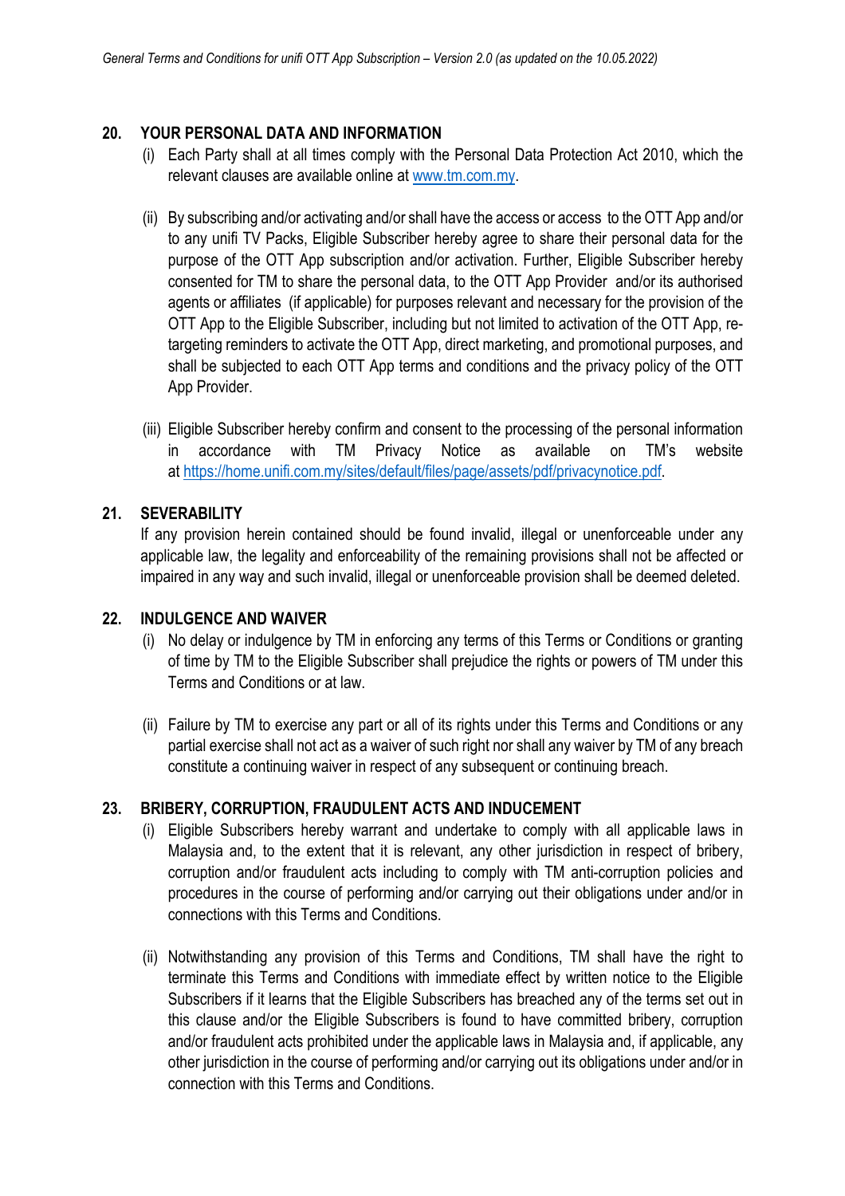## 20. YOUR PERSONAL DATA AND INFORMATION

(i) Each Party shall at all times comply with the Personal Data Protection Act 2010, which the relevant clauses are available online at [www.tm.com.my](www.tm.com.my).

(ii) By subscribing and/or activating and/or shall have the access or access to the OTT App and/or to any unifi TV Packs, Eligible Subscriber hereby agree to share their personal data for the purpose of the OTT App subscription and/or activation. Further, Eligible Subscriber hereby consented for TM to share the personal data, to the OTT App Provider and/or its authorised agents or affiliates (if applicable) for purposes relevant and necessary for the provision of the OTT App to the Eligible Subscriber, including but not limited to activation of the OTT App, re-targeting reminders to activate the OTT App, direct marketing, and promotional purposes, and shall be subjected to each OTT App terms and conditions and the privacy policy of the OTT App Provider.

(iii) Eligible Subscriber hereby confirm and consent to the processing of the personal information in accordance with TM Privacy Notice as available on TM's website at [https://home.unifi.com.my/sites/default/files/page/assets/pdf/privacynotice.pdf](https://home.unifi.com.my/sites/default/files/page/assets/pdf/privacynotice.pdf).

## 21. SEVERABILITY

If any provision herein contained should be found invalid, illegal or unenforceable under any applicable law, the legality and enforceability of the remaining provisions shall not be affected or impaired in any way and such invalid, illegal or unenforceable provision shall be deemed deleted.

## 22. INDULGENCE AND WAIVER

(i) No delay or indulgence by TM in enforcing any terms of this Terms or Conditions or granting of time by TM to the Eligible Subscriber shall prejudice the rights or powers of TM under this Terms and Conditions or at law.

(ii) Failure by TM to exercise any part or all of its rights under this Terms and Conditions or any partial exercise shall not act as a waiver of such right nor shall any waiver by TM of any breach constitute a continuing waiver in respect of any subsequent or continuing breach.

## 23. BRIBERY, CORRUPTION, FRAUDULENT ACTS AND INDUCEMENT

(i) Eligible Subscribers hereby warrant and undertake to comply with all applicable laws in Malaysia and, to the extent that it is relevant, any other jurisdiction in respect of bribery, corruption and/or fraudulent acts including to comply with TM anti-corruption policies and procedures in the course of performing and/or carrying out their obligations under and/or in connections with this Terms and Conditions.

(ii) Notwithstanding any provision of this Terms and Conditions, TM shall have the right to terminate this Terms and Conditions with immediate effect by written notice to the Eligible Subscribers if it learns that the Eligible Subscribers has breached any of the terms set out in this clause and/or the Eligible Subscribers is found to have committed bribery, corruption and/or fraudulent acts prohibited under the applicable laws in Malaysia and, if applicable, any other jurisdiction in the course of performing and/or carrying out its obligations under and/or in connection with this Terms and Conditions.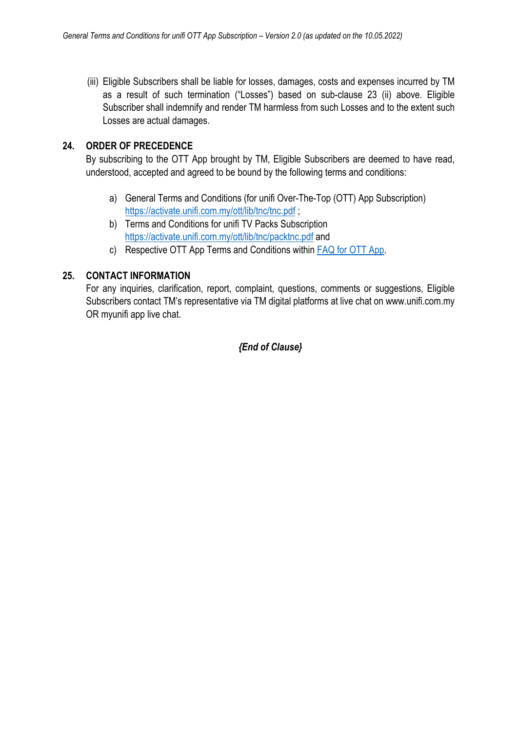(iii) Eligible Subscribers shall be liable for losses, damages, costs and expenses incurred by TM as a result of such termination ("Losses") based on sub-clause 23 (ii) above. Eligible Subscriber shall indemnify and render TM harmless from such Losses and to the extent such Losses are actual damages.

## 24. ORDER OF PRECEDENCE

By subscribing to the OTT App brought by TM, Eligible Subscribers are deemed to have read, understood, accepted and agreed to be bound by the following terms and conditions:

a) General Terms and Conditions (for unifi Over-The-Top (OTT) App Subscription) https://activate.unifi.com.my/ott/lib/tnc/tnc.pdf ;
b) Terms and Conditions for unifi TV Packs Subscription https://activate.unifi.com.my/ott/lib/tnc/packtnc.pdf and
c) Respective OTT App Terms and Conditions within FAQ for OTT App.

## 25. CONTACT INFORMATION

For any inquiries, clarification, report, complaint, questions, comments or suggestions, Eligible Subscribers contact TM's representative via TM digital platforms at live chat on www.unifi.com.my OR myunifi app live chat.

***{End of Clause}***